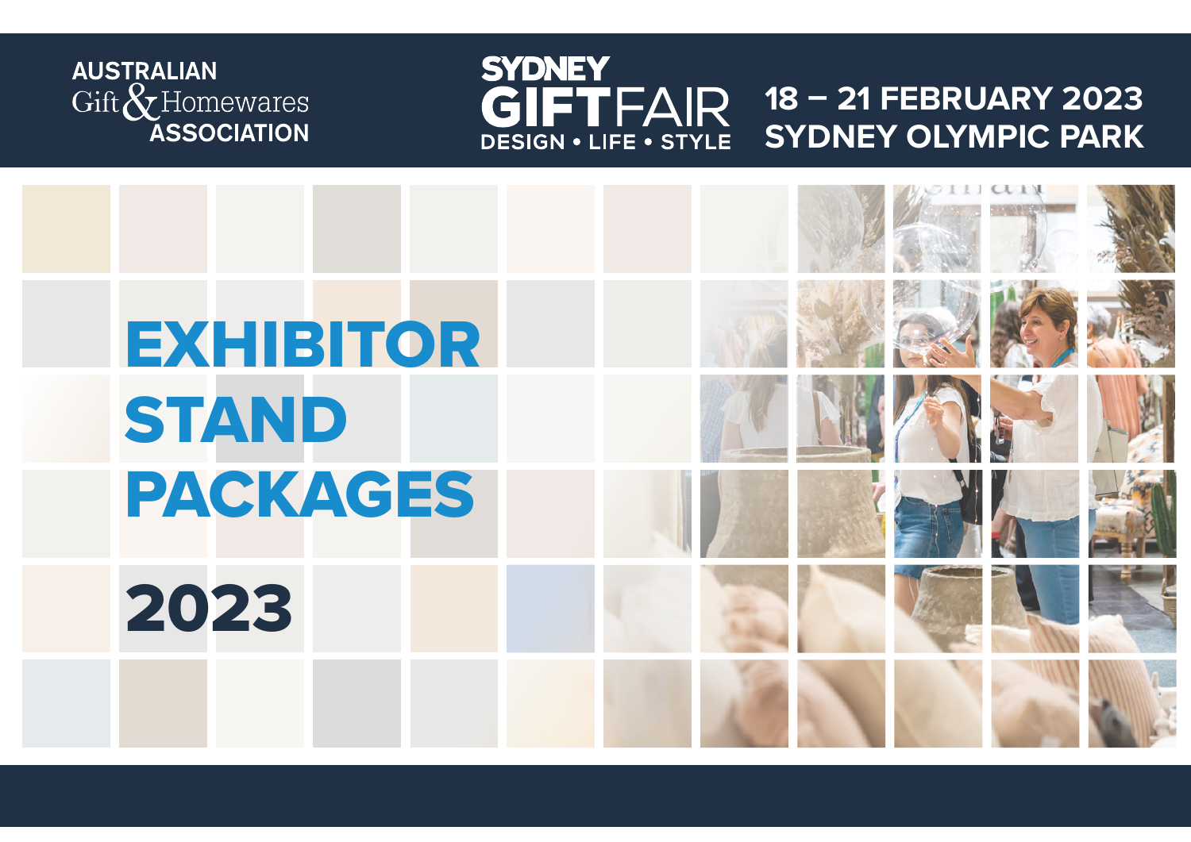AUSTRALIAN Gift & Homewares ASSOCIATION

SYDNEY GIFT FAIR
DESIGN • LIFE • STYLE

18 – 21 FEBRUARY 2023
SYDNEY OLYMPIC PARK

# EXHIBITOR STAND PACKAGES

# 2023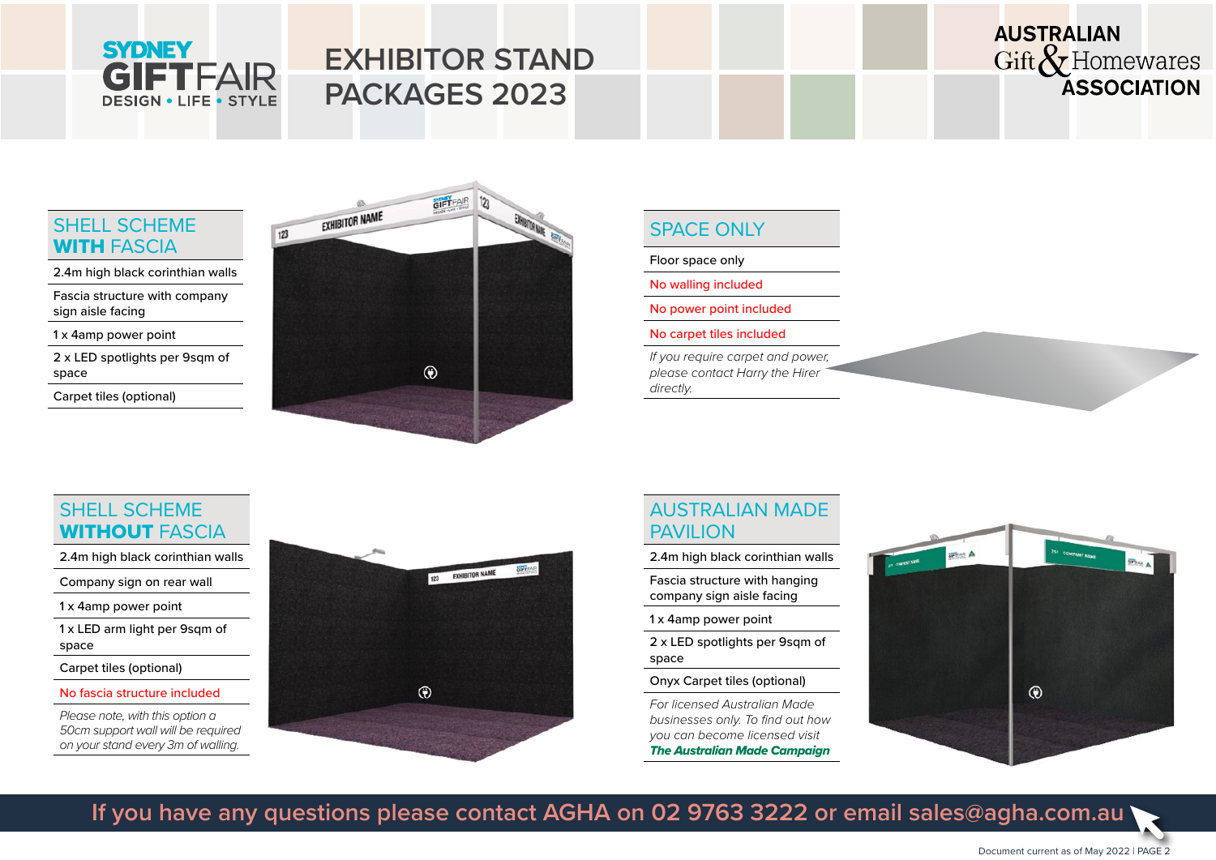# EXHIBITOR STAND PACKAGES 2023

## SHELL SCHEME WITH FASCIA

- 2.4m high black corinthian walls
- Fascia structure with company sign aisle facing
- 1 x 4amp power point
- 2 x LED spotlights per 9sqm of space
- Carpet tiles (optional)

## SPACE ONLY

- Floor space only
- No walling included
- No power point included
- No carpet tiles included

*If you require carpet and power, please contact Harry the Hirer directly.*

## SHELL SCHEME WITHOUT FASCIA

- 2.4m high black corinthian walls
- Company sign on rear wall
- 1 x 4amp power point
- 1 x LED arm light per 9sqm of space
- Carpet tiles (optional)
- No fascia structure included

*Please note, with this option a 50cm support wall will be required on your stand every 3m of walling.*

## AUSTRALIAN MADE PAVILION

- 2.4m high black corinthian walls
- Fascia structure with hanging company sign aisle facing
- 1 x 4amp power point
- 2 x LED spotlights per 9sqm of space
- Onyx Carpet tiles (optional)

*For licensed Australian Made businesses only. To find out how you can become licensed visit* ***The Australian Made Campaign***

**If you have any questions please contact AGHA on 02 9763 3222 or email sales@agha.com.au**

Document current as of May 2022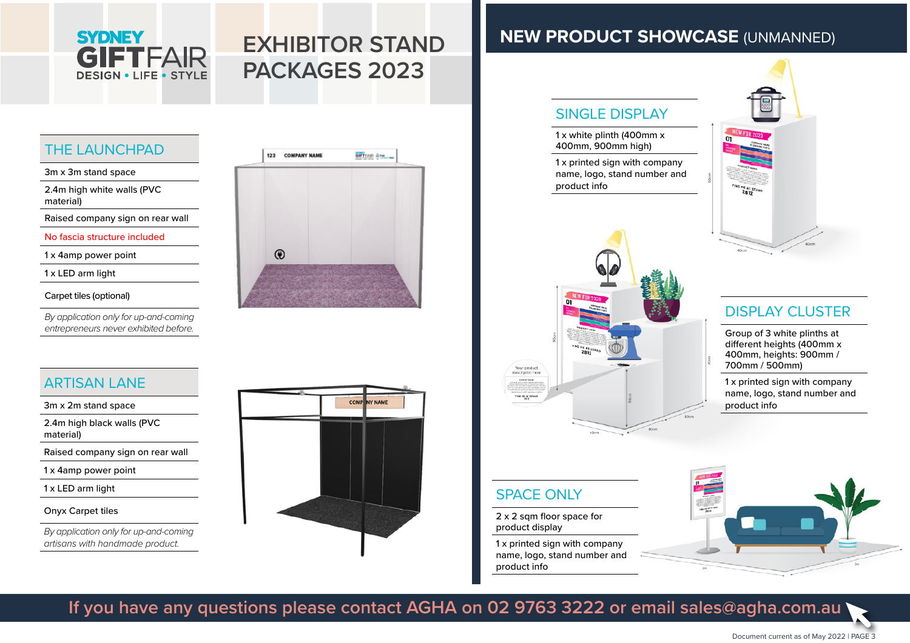SYDNEY GIFTFAIR
DESIGN • LIFE • STYLE

# EXHIBITOR STAND PACKAGES 2023

## THE LAUNCHPAD

- 3m x 3m stand space
- 2.4m high white walls (PVC material)
- Raised company sign on rear wall
- No fascia structure included
- 1 x 4amp power point
- 1 x LED arm light
- Carpet tiles (optional)

*By application only for up-and-coming entrepreneurs never exhibited before.*

## ARTISAN LANE

- 3m x 2m stand space
- 2.4m high black walls (PVC material)
- Raised company sign on rear wall
- 1 x 4amp power point
- 1 x LED arm light
- Onyx Carpet tiles

*By application only for up-and-coming artisans with handmade product.*

# NEW PRODUCT SHOWCASE (UNMANNED)

## SINGLE DISPLAY

- 1 x white plinth (400mm x 400mm, 900mm high)
- 1 x printed sign with company name, logo, stand number and product info

## DISPLAY CLUSTER

- Group of 3 white plinths at different heights (400mm x 400mm, heights: 900mm / 700mm / 500mm)
- 1 x printed sign with company name, logo, stand number and product info

## SPACE ONLY

- 2 x 2 sqm floor space for product display
- 1 x printed sign with company name, logo, stand number and product info

**If you have any questions please contact AGHA on 02 9763 3222 or email sales@agha.com.au**

Document current as of May 2022